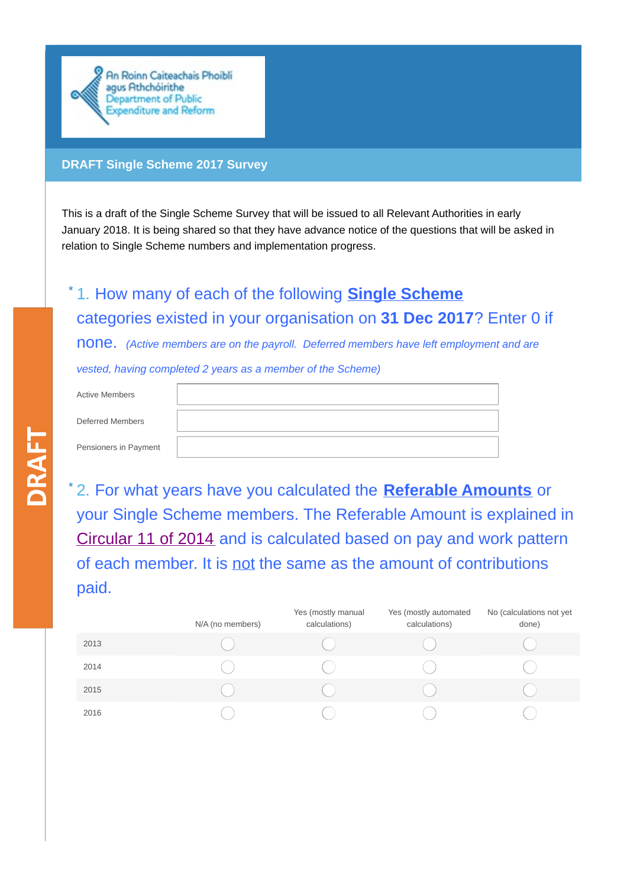An Roinn Caiteachais Phoiblí agus Athchóirithe
Department of Public Expenditure and Reform

## DRAFT Single Scheme 2017 Survey

DRAFT

This is a draft of the Single Scheme Survey that will be issued to all Relevant Authorities in early January 2018. It is being shared so that they have advance notice of the questions that will be asked in relation to Single Scheme numbers and implementation progress.

### * 1. How many of each of the following **Single Scheme** categories existed in your organisation on **31 Dec 2017**? Enter 0 if none. *(Active members are on the payroll. Deferred members have left employment and are vested, having completed 2 years as a member of the Scheme)*

| | |
|---|---|
| Active Members | |
| Deferred Members | |
| Pensioners in Payment | |

### * 2. For what years have you calculated the **Referable Amounts** or your Single Scheme members. The Referable Amount is explained in Circular 11 of 2014 and is calculated based on pay and work pattern of each member. It is not the same as the amount of contributions paid.

| | N/A (no members) | Yes (mostly manual calculations) | Yes (mostly automated calculations) | No (calculations not yet done) |
|---|---|---|---|---|
| 2013 | ○ | ○ | ○ | ○ |
| 2014 | ○ | ○ | ○ | ○ |
| 2015 | ○ | ○ | ○ | ○ |
| 2016 | ○ | ○ | ○ | ○ |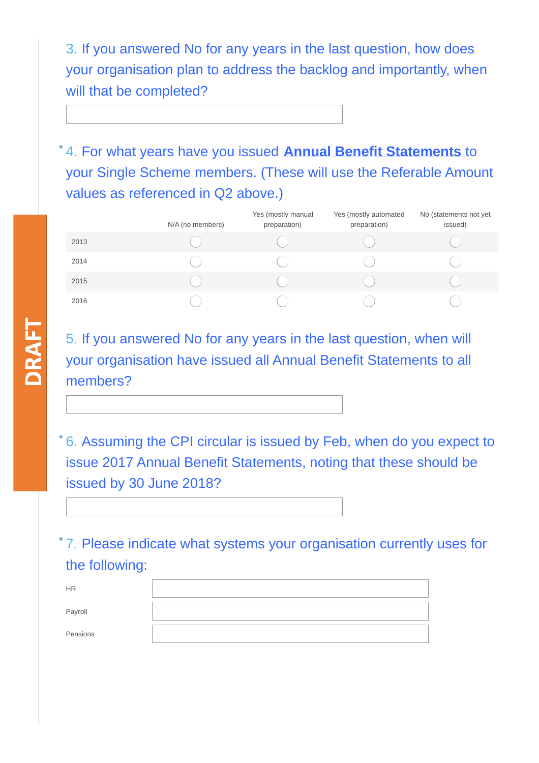3. If you answered No for any years in the last question, how does your organisation plan to address the backlog and importantly, when will that be completed?

\_\_\_\_\_\_\_\_\_\_\_\_\_\_\_\_\_\_\_\_\_\_\_\_\_\_\_\_\_\_\_\_\_\_\_\_\_\_\_\_

\* 4. For what years have you issued **Annual Benefit Statements** to your Single Scheme members. (These will use the Referable Amount values as referenced in Q2 above.)

| | N/A (no members) | Yes (mostly manual preparation) | Yes (mostly automated preparation) | No (statements not yet issued) |
|---|---|---|---|---|
| 2013 | ○ | ○ | ○ | ○ |
| 2014 | ○ | ○ | ○ | ○ |
| 2015 | ○ | ○ | ○ | ○ |
| 2016 | ○ | ○ | ○ | ○ |

5. If you answered No for any years in the last question, when will your organisation have issued all Annual Benefit Statements to all members?

\_\_\_\_\_\_\_\_\_\_\_\_\_\_\_\_\_\_\_\_\_\_\_\_\_\_\_\_\_\_\_\_\_\_\_\_\_\_\_\_

\* 6. Assuming the CPI circular is issued by Feb, when do you expect to issue 2017 Annual Benefit Statements, noting that these should be issued by 30 June 2018?

\_\_\_\_\_\_\_\_\_\_\_\_\_\_\_\_\_\_\_\_\_\_\_\_\_\_\_\_\_\_\_\_\_\_\_\_\_\_\_\_

\* 7. Please indicate what systems your organisation currently uses for the following:

HR \_\_\_\_\_\_\_\_\_\_\_\_\_\_\_\_\_\_\_\_\_\_\_\_\_\_\_\_\_\_\_\_\_\_\_\_\_\_\_\_

Payroll \_\_\_\_\_\_\_\_\_\_\_\_\_\_\_\_\_\_\_\_\_\_\_\_\_\_\_\_\_\_\_\_\_\_\_\_\_\_\_\_

Pensions \_\_\_\_\_\_\_\_\_\_\_\_\_\_\_\_\_\_\_\_\_\_\_\_\_\_\_\_\_\_\_\_\_\_\_\_\_\_\_\_

DRAFT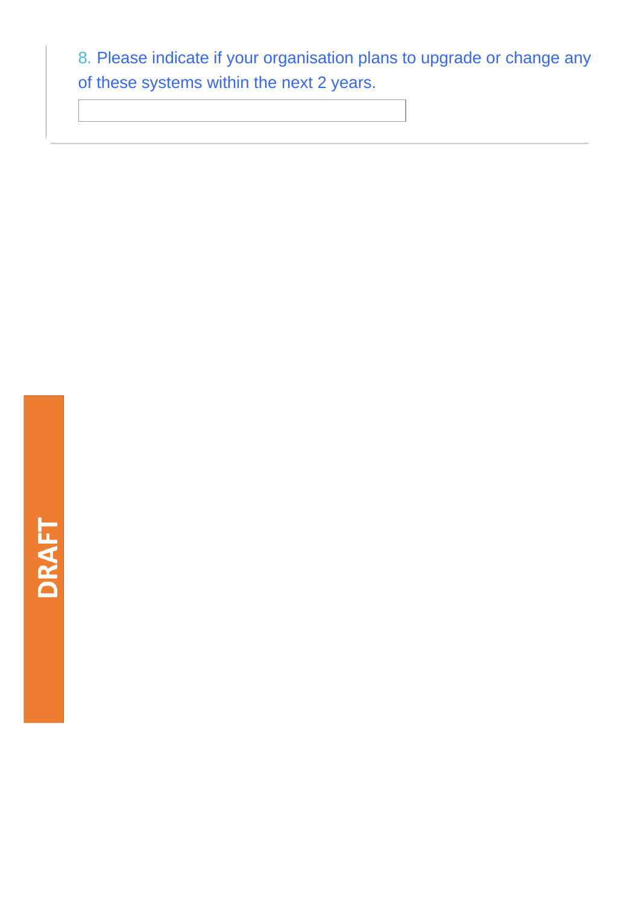8. Please indicate if your organisation plans to upgrade or change any of these systems within the next 2 years.

DRAFT